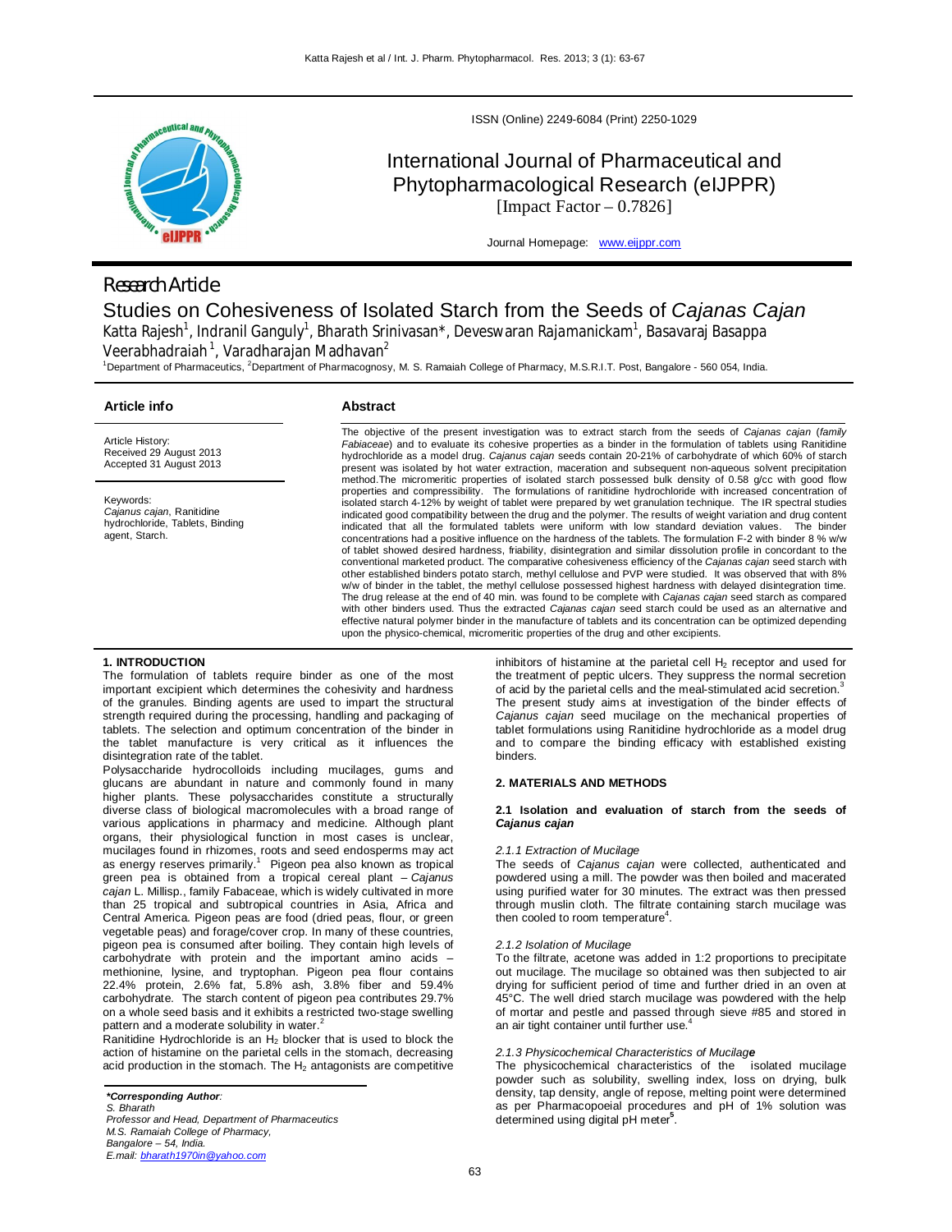ISSN (Online) 2249-6084 (Print) 2250-1029

# International Journal of Pharmaceutical and Phytopharmacological Research (eIJPPR)

[Impact Factor – 0.7826]

Journal Homepage: www.eijppr.com

Research Article

# Studies on Cohesiveness of Isolated Starch from the Seeds of *Cajanas Cajan*

Katta Rajesh[1], Indranil Ganguly[1], Bharath Srinivasan*, Deveswaran Rajamanickam[1], Basavaraj Basappa Veerabhadraiah[1], Varadharajan Madhavan[2]

[1]Department of Pharmaceutics, [2]Department of Pharmacognosy, M. S. Ramaiah College of Pharmacy, M.S.R.I.T. Post, Bangalore - 560 054, India.

**Article info**

Article History:
Received 29 August 2013
Accepted 31 August 2013

Keywords:
*Cajanus cajan*, Ranitidine hydrochloride, Tablets, Binding agent, Starch.

**Abstract**

The objective of the present investigation was to extract starch from the seeds of *Cajanas cajan* (*family Fabiaceae*) and to evaluate its cohesive properties as a binder in the formulation of tablets using Ranitidine hydrochloride as a model drug. *Cajanus cajan* seeds contain 20-21% of carbohydrate of which 60% of starch present was isolated by hot water extraction, maceration and subsequent non-aqueous solvent precipitation method.The micromeritic properties of isolated starch possessed bulk density of 0.58 g/cc with good flow properties and compressibility. The formulations of ranitidine hydrochloride with increased concentration of isolated starch 4-12% by weight of tablet were prepared by wet granulation technique. The IR spectral studies indicated good compatibility between the drug and the polymer. The results of weight variation and drug content indicated that all the formulated tablets were uniform with low standard deviation values. The binder concentrations had a positive influence on the hardness of the tablets. The formulation F-2 with binder 8 % w/w of tablet showed desired hardness, friability, disintegration and similar dissolution profile in concordant to the conventional marketed product. The comparative cohesiveness efficiency of the *Cajanus cajan* seed starch with other established binders potato starch, methyl cellulose and PVP were studied. It was observed that with 8% w/w of binder in the tablet, the methyl cellulose possessed highest hardness with delayed disintegration time. The drug release at the end of 40 min. was found to be complete with *Cajanus cajan* seed starch as compared with other binders used. Thus the extracted *Cajanus cajan* seed starch could be used as an alternative and effective natural polymer binder in the manufacture of tablets and its concentration can be optimized depending upon the physico-chemical, micromeritic properties of the drug and other excipients.

## 1. INTRODUCTION

The formulation of tablets require binder as one of the most important excipient which determines the cohesivity and hardness of the granules. Binding agents are used to impart the structural strength required during the processing, handling and packaging of tablets. The selection and optimum concentration of the binder in the tablet manufacture is very critical as it influences the disintegration rate of the tablet.

Polysaccharide hydrocolloids including mucilages, gums and glucans are abundant in nature and commonly found in many higher plants. These polysaccharides constitute a structurally diverse class of biological macromolecules with a broad range of various applications in pharmacy and medicine. Although plant organs, their physiological function in most cases is unclear, mucilages found in rhizomes, roots and seed endosperms may act as energy reserves primarily.[1] Pigeon pea also known as tropical green pea is obtained from a tropical cereal plant – *Cajanus cajan* L. Millisp., family Fabaceae, which is widely cultivated in more than 25 tropical and subtropical countries in Asia, Africa and Central America. Pigeon peas are food (dried peas, flour, or green vegetable peas) and forage/cover crop. In many of these countries, pigeon pea is consumed after boiling. They contain high levels of carbohydrate with protein and the important amino acids – methionine, lysine, and tryptophan. Pigeon pea flour contains 22.4% protein, 2.6% fat, 5.8% ash, 3.8% fiber and 59.4% carbohydrate. The starch content of pigeon pea contributes 29.7% on a whole seed basis and it exhibits a restricted two-stage swelling pattern and a moderate solubility in water.[2]

Ranitidine Hydrochloride is an $H_2$ blocker that is used to block the action of histamine on the parietal cells in the stomach, decreasing acid production in the stomach. The $H_2$ antagonists are competitive inhibitors of histamine at the parietal cell $H_2$ receptor and used for the treatment of peptic ulcers. They suppress the normal secretion of acid by the parietal cells and the meal-stimulated acid secretion.[3] The present study aims at investigation of the binder effects of *Cajanus cajan* seed mucilage on the mechanical properties of tablet formulations using Ranitidine hydrochloride as a model drug and to compare the binding efficacy with established existing binders.

## 2. MATERIALS AND METHODS

### 2.1 Isolation and evaluation of starch from the seeds of *Cajanus cajan*

*2.1.1 Extraction of Mucilage*

The seeds of *Cajanus cajan* were collected, authenticated and powdered using a mill. The powder was then boiled and macerated using purified water for 30 minutes. The extract was then pressed through muslin cloth. The filtrate containing starch mucilage was then cooled to room temperature[4].

*2.1.2 Isolation of Mucilage*

To the filtrate, acetone was added in 1:2 proportions to precipitate out mucilage. The mucilage so obtained was then subjected to air drying for sufficient period of time and further dried in an oven at 45°C. The well dried starch mucilage was powdered with the help of mortar and pestle and passed through sieve #85 and stored in an air tight container until further use.[4]

*2.1.3 Physicochemical Characteristics of Mucilage*

The physicochemical characteristics of the isolated mucilage powder such as solubility, swelling index, loss on drying, bulk density, tap density, angle of repose, melting point were determined as per Pharmacopoeial procedures and pH of 1% solution was determined using digital pH meter[5].

*\*Corresponding Author:*
*S. Bharath*
*Professor and Head, Department of Pharmaceutics*
*M.S. Ramaiah College of Pharmacy,*
*Bangalore – 54, India.*
*E.mail: bharath1970in@yahoo.com*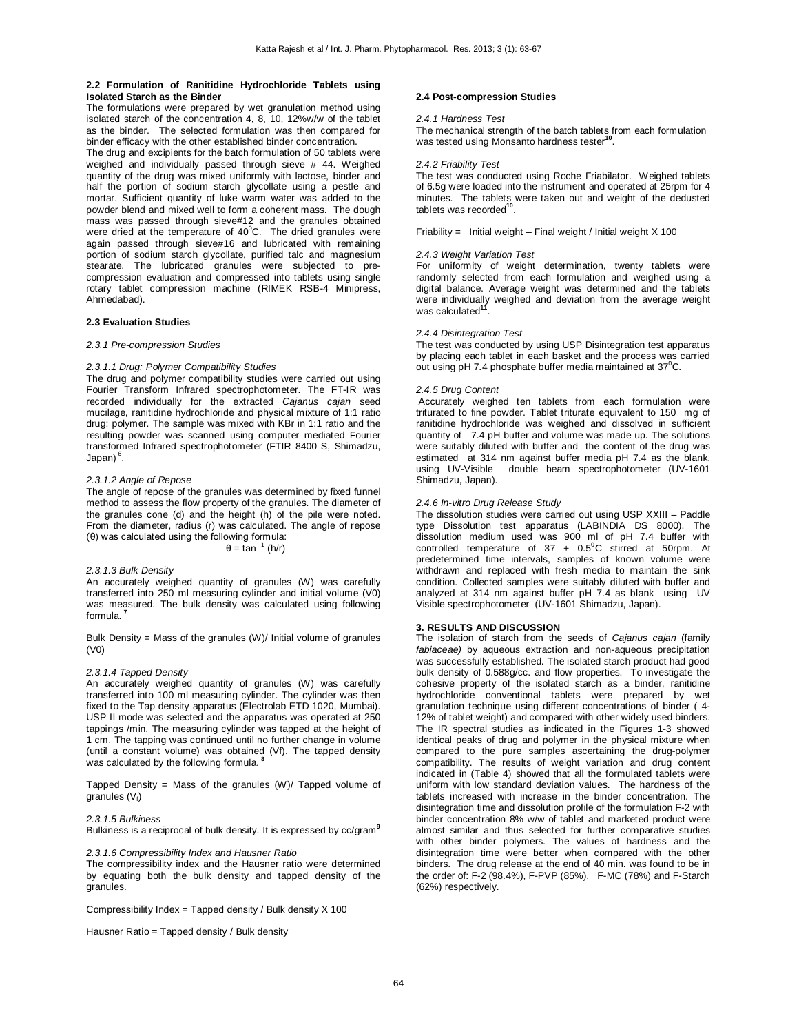### 2.2 Formulation of Ranitidine Hydrochloride Tablets using Isolated Starch as the Binder

The formulations were prepared by wet granulation method using isolated starch of the concentration 4, 8, 10, 12%w/w of the tablet as the binder. The selected formulation was then compared for binder efficacy with the other established binder concentration.

The drug and excipients for the batch formulation of 50 tablets were weighed and individually passed through sieve # 44. Weighed quantity of the drug was mixed uniformly with lactose, binder and half the portion of sodium starch glycollate using a pestle and mortar. Sufficient quantity of luke warm water was added to the powder blend and mixed well to form a coherent mass. The dough mass was passed through sieve#12 and the granules obtained were dried at the temperature of 40$^0$C. The dried granules were again passed through sieve#16 and lubricated with remaining portion of sodium starch glycollate, purified talc and magnesium stearate. The lubricated granules were subjected to pre-compression evaluation and compressed into tablets using single rotary tablet compression machine (RIMEK RSB-4 Minipress, Ahmedabad).

### 2.3 Evaluation Studies

#### *2.3.1 Pre-compression Studies*

##### *2.3.1.1 Drug: Polymer Compatibility Studies*

The drug and polymer compatibility studies were carried out using Fourier Transform Infrared spectrophotometer. The FT-IR was recorded individually for the extracted *Cajanus cajan* seed mucilage, ranitidine hydrochloride and physical mixture of 1:1 ratio drug: polymer. The sample was mixed with KBr in 1:1 ratio and the resulting powder was scanned using computer mediated Fourier transformed Infrared spectrophotometer (FTIR 8400 S, Shimadzu, Japan) [6].

##### *2.3.1.2 Angle of Repose*

The angle of repose of the granules was determined by fixed funnel method to assess the flow property of the granules. The diameter of the granules cone (d) and the height (h) of the pile were noted. From the diameter, radius (r) was calculated. The angle of repose (θ) was calculated using the following formula:

$$\theta = \tan^{-1} (h/r)$$

##### *2.3.1.3 Bulk Density*

An accurately weighed quantity of granules (W) was carefully transferred into 250 ml measuring cylinder and initial volume (V0) was measured. The bulk density was calculated using following formula. [7]

Bulk Density = Mass of the granules (W)/ Initial volume of granules (V0)

##### *2.3.1.4 Tapped Density*

An accurately weighed quantity of granules (W) was carefully transferred into 100 ml measuring cylinder. The cylinder was then fixed to the Tap density apparatus (Electrolab ETD 1020, Mumbai). USP II mode was selected and the apparatus was operated at 250 tappings /min. The measuring cylinder was tapped at the height of 1 cm. The tapping was continued until no further change in volume (until a constant volume) was obtained (Vf). The tapped density was calculated by the following formula. [8]

Tapped Density = Mass of the granules (W)/ Tapped volume of granules ($V_f$)

##### *2.3.1.5 Bulkiness*

Bulkiness is a reciprocal of bulk density. It is expressed by cc/gram[9]

##### *2.3.1.6 Compressibility Index and Hausner Ratio*

The compressibility index and the Hausner ratio were determined by equating both the bulk density and tapped density of the granules.

Compressibility Index = Tapped density / Bulk density X 100

Hausner Ratio = Tapped density / Bulk density

### 2.4 Post-compression Studies

#### *2.4.1 Hardness Test*

The mechanical strength of the batch tablets from each formulation was tested using Monsanto hardness tester[10].

#### *2.4.2 Friability Test*

The test was conducted using Roche Friabilator. Weighed tablets of 6.5g were loaded into the instrument and operated at 25rpm for 4 minutes. The tablets were taken out and weight of the dedusted tablets was recorded[10].

Friability = Initial weight – Final weight / Initial weight X 100

#### *2.4.3 Weight Variation Test*

For uniformity of weight determination, twenty tablets were randomly selected from each formulation and weighed using a digital balance. Average weight was determined and the tablets were individually weighed and deviation from the average weight was calculated[11].

#### *2.4.4 Disintegration Test*

The test was conducted by using USP Disintegration test apparatus by placing each tablet in each basket and the process was carried out using pH 7.4 phosphate buffer media maintained at 37$^0$C.

#### *2.4.5 Drug Content*

Accurately weighed ten tablets from each formulation were triturated to fine powder. Tablet triturate equivalent to 150 mg of ranitidine hydrochloride was weighed and dissolved in sufficient quantity of 7.4 pH buffer and volume was made up. The solutions were suitably diluted with buffer and the content of the drug was estimated at 314 nm against buffer media pH 7.4 as the blank. using UV-Visible double beam spectrophotometer (UV-1601 Shimadzu, Japan).

#### *2.4.6 In-vitro Drug Release Study*

The dissolution studies were carried out using USP XXIII – Paddle type Dissolution test apparatus (LABINDIA DS 8000). The dissolution medium used was 900 ml of pH 7.4 buffer with controlled temperature of 37 + 0.5$^0$C stirred at 50rpm. At predetermined time intervals, samples of known volume were withdrawn and replaced with fresh media to maintain the sink condition. Collected samples were suitably diluted with buffer and analyzed at 314 nm against buffer pH 7.4 as blank using UV Visible spectrophotometer (UV-1601 Shimadzu, Japan).

## 3. RESULTS AND DISCUSSION

The isolation of starch from the seeds of *Cajanus cajan* (family *fabiaceae)* by aqueous extraction and non-aqueous precipitation was successfully established. The isolated starch product had good bulk density of 0.588g/cc. and flow properties. To investigate the cohesive property of the isolated starch as a binder, ranitidine hydrochloride conventional tablets were prepared by wet granulation technique using different concentrations of binder ( 4-12% of tablet weight) and compared with other widely used binders. The IR spectral studies as indicated in the Figures 1-3 showed identical peaks of drug and polymer in the physical mixture when compared to the pure samples ascertaining the drug-polymer compatibility. The results of weight variation and drug content indicated in (Table 4) showed that all the formulated tablets were uniform with low standard deviation values. The hardness of the tablets increased with increase in the binder concentration. The disintegration time and dissolution profile of the formulation F-2 with binder concentration 8% w/w of tablet and marketed product were almost similar and thus selected for further comparative studies with other binder polymers. The values of hardness and the disintegration time were better when compared with the other binders. The drug release at the end of 40 min. was found to be in the order of: F-2 (98.4%), F-PVP (85%), F-MC (78%) and F-Starch (62%) respectively.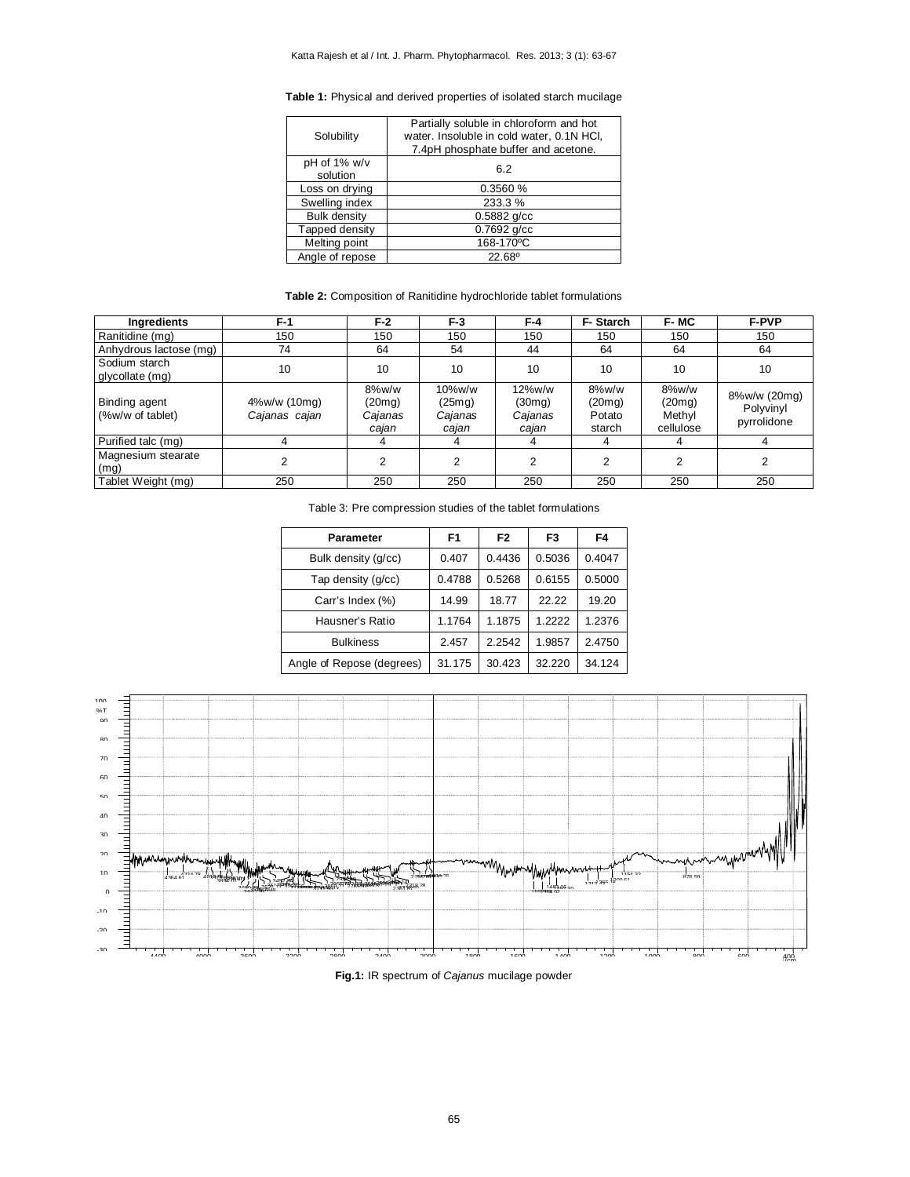**Table 1:** Physical and derived properties of isolated starch mucilage

| | |
|---|---|
| Solubility | Partially soluble in chloroform and hot water. Insoluble in cold water, 0.1N HCl, 7.4pH phosphate buffer and acetone. |
| pH of 1% w/v solution | 6.2 |
| Loss on drying | 0.3560 % |
| Swelling index | 233.3 % |
| Bulk density | 0.5882 g/cc |
| Tapped density | 0.7692 g/cc |
| Melting point | 168-170ºC |
| Angle of repose | 22.68º |

**Table 2:** Composition of Ranitidine hydrochloride tablet formulations

| Ingredients | F-1 | F-2 | F-3 | F-4 | F- Starch | F- MC | F-PVP |
|---|---|---|---|---|---|---|---|
| Ranitidine (mg) | 150 | 150 | 150 | 150 | 150 | 150 | 150 |
| Anhydrous lactose (mg) | 74 | 64 | 54 | 44 | 64 | 64 | 64 |
| Sodium starch glycollate (mg) | 10 | 10 | 10 | 10 | 10 | 10 | 10 |
| Binding agent (%w/w of tablet) | 4%w/w (10mg) *Cajanas cajan* | 8%w/w (20mg) *Cajanas cajan* | 10%w/w (25mg) *Cajanas cajan* | 12%w/w (30mg) *Cajanas cajan* | 8%w/w (20mg) Potato starch | 8%w/w (20mg) Methyl cellulose | 8%w/w (20mg) Polyvinyl pyrrolidone |
| Purified talc (mg) | 4 | 4 | 4 | 4 | 4 | 4 | 4 |
| Magnesium stearate (mg) | 2 | 2 | 2 | 2 | 2 | 2 | 2 |
| Tablet Weight (mg) | 250 | 250 | 250 | 250 | 250 | 250 | 250 |

Table 3: Pre compression studies of the tablet formulations

| Parameter | F1 | F2 | F3 | F4 |
|---|---|---|---|---|
| Bulk density (g/cc) | 0.407 | 0.4436 | 0.5036 | 0.4047 |
| Tap density (g/cc) | 0.4788 | 0.5268 | 0.6155 | 0.5000 |
| Carr's Index (%) | 14.99 | 18.77 | 22.22 | 19.20 |
| Hausner's Ratio | 1.1764 | 1.1875 | 1.2222 | 1.2376 |
| Bulkiness | 2.457 | 2.2542 | 1.9857 | 2.4750 |
| Angle of Repose (degrees) | 31.175 | 30.423 | 32.220 | 34.124 |

**Fig.1:** IR spectrum of *Cajanus* mucilage powder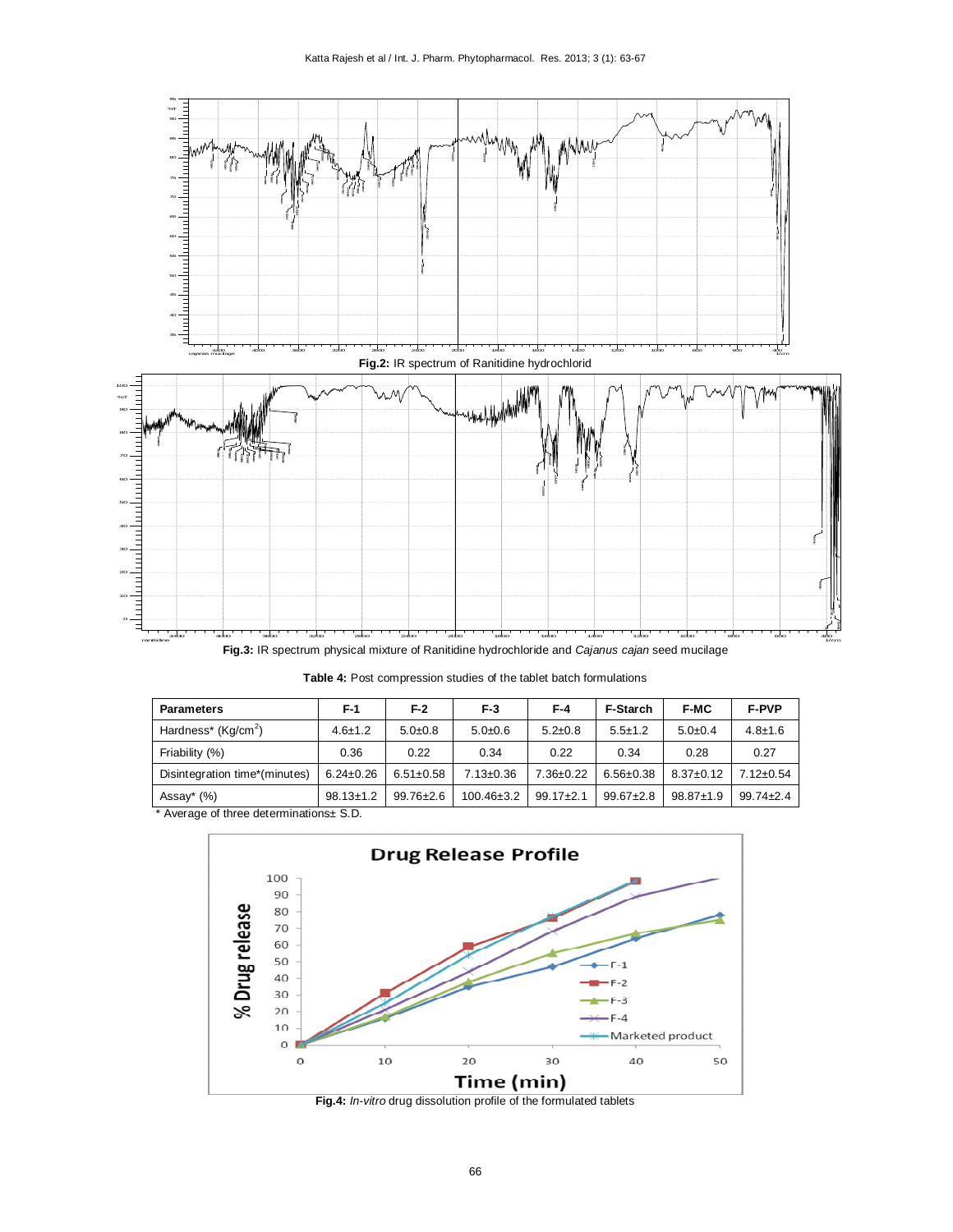**Fig.2:** IR spectrum of Ranitidine hydrochlorid

**Fig.3:** IR spectrum physical mixture of Ranitidine hydrochloride and *Cajanus cajan* seed mucilage

**Table 4:** Post compression studies of the tablet batch formulations

| Parameters | F-1 | F-2 | F-3 | F-4 | F-Starch | F-MC | F-PVP |
|---|---|---|---|---|---|---|---|
| Hardness* (Kg/cm$^2$) | 4.6±1.2 | 5.0±0.8 | 5.0±0.6 | 5.2±0.8 | 5.5±1.2 | 5.0±0.4 | 4.8±1.6 |
| Friability (%) | 0.36 | 0.22 | 0.34 | 0.22 | 0.34 | 0.28 | 0.27 |
| Disintegration time*(minutes) | 6.24±0.26 | 6.51±0.58 | 7.13±0.36 | 7.36±0.22 | 6.56±0.38 | 8.37±0.12 | 7.12±0.54 |
| Assay* (%) | 98.13±1.2 | 99.76±2.6 | 100.46±3.2 | 99.17±2.1 | 99.67±2.8 | 98.87±1.9 | 99.74±2.4 |

\* Average of three determinations± S.D.

**Fig.4:** *In-vitro* drug dissolution profile of the formulated tablets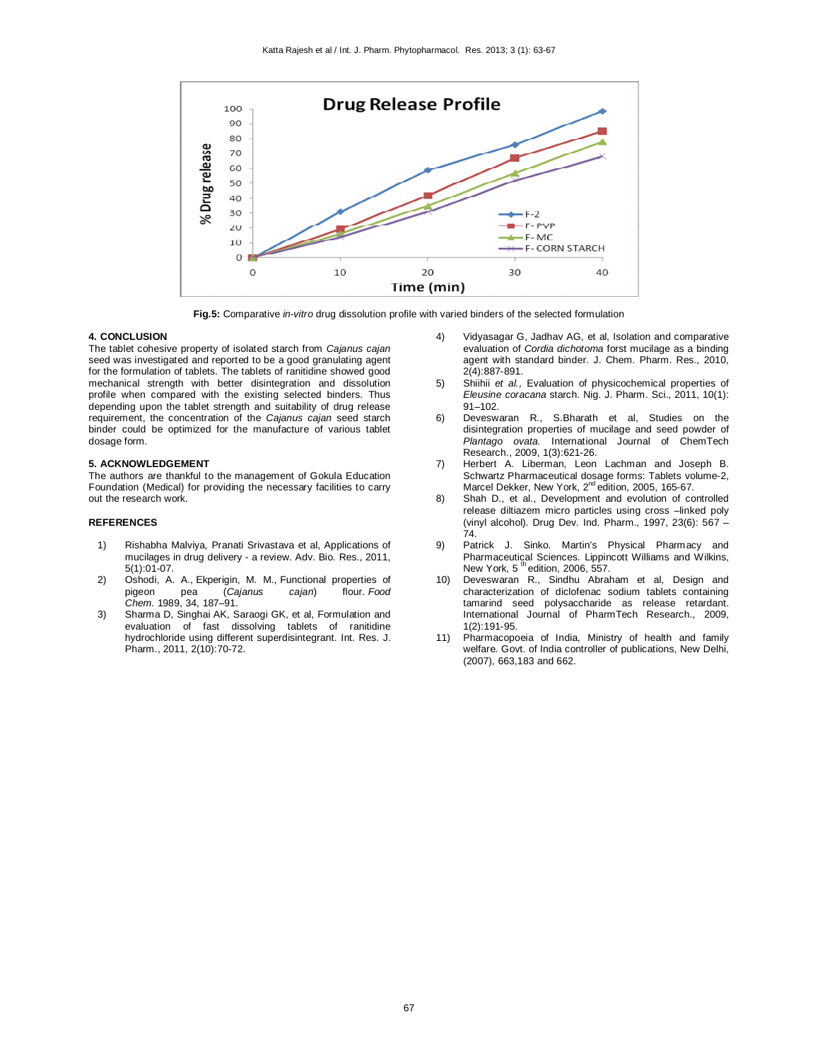Drug Release Profile

% Drug release

100
90
80
70
60
50
40
30
20
10
0

0
10
20
30
40

Time (min)

F-2
F- PVP
F- MC
F- CORN STARCH

**Fig.5:** Comparative *in-vitro* drug dissolution profile with varied binders of the selected formulation

## 4. CONCLUSION

The tablet cohesive property of isolated starch from *Cajanus cajan* seed was investigated and reported to be a good granulating agent for the formulation of tablets. The tablets of ranitidine showed good mechanical strength with better disintegration and dissolution profile when compared with the existing selected binders. Thus depending upon the tablet strength and suitability of drug release requirement, the concentration of the *Cajanus cajan* seed starch binder could be optimized for the manufacture of various tablet dosage form.

## 5. ACKNOWLEDGEMENT

The authors are thankful to the management of Gokula Education Foundation (Medical) for providing the necessary facilities to carry out the research work.

## REFERENCES

1) Rishabha Malviya, Pranati Srivastava et al, Applications of mucilages in drug delivery - a review. Adv. Bio. Res., 2011, 5(1):01-07.
2) Oshodi, A. A., Ekperigin, M. M., Functional properties of pigeon pea (*Cajanus cajan*) flour. *Food Chem.* 1989, 34, 187–91.
3) Sharma D, Singhai AK, Saraogi GK, et al, Formulation and evaluation of fast dissolving tablets of ranitidine hydrochloride using different superdisintegrant. Int. Res. J. Pharm., 2011, 2(10):70-72.
4) Vidyasagar G, Jadhav AG, et al, Isolation and comparative evaluation of *Cordia dichotoma* forst mucilage as a binding agent with standard binder. J. Chem. Pharm. Res., 2010, 2(4):887-891.
5) Shiihii *et al.,* Evaluation of physicochemical properties of *Eleusine coracana* starch. Nig. J. Pharm. Sci., 2011, 10(1): 91–102.
6) Deveswaran R., S.Bharath et al, Studies on the disintegration properties of mucilage and seed powder of *Plantago ovata.* International Journal of ChemTech Research., 2009, 1(3):621-26.
7) Herbert A. Liberman, Leon Lachman and Joseph B. Schwartz Pharmaceutical dosage forms: Tablets volume-2, Marcel Dekker, New York, 2nd edition, 2005, 165-67.
8) Shah D., et al., Development and evolution of controlled release diltiazem micro particles using cross –linked poly (vinyl alcohol). Drug Dev. Ind. Pharm., 1997, 23(6): 567 – 74.
9) Patrick J. Sinko. Martin's Physical Pharmacy and Pharmaceutical Sciences. Lippincott Williams and Wilkins, New York, 5 th edition, 2006, 557.
10) Deveswaran R., Sindhu Abraham et al, Design and characterization of diclofenac sodium tablets containing tamarind seed polysaccharide as release retardant. International Journal of PharmTech Research., 2009, 1(2):191-95.
11) Pharmacopoeia of India, Ministry of health and family welfare. Govt. of India controller of publications, New Delhi, (2007), 663,183 and 662.